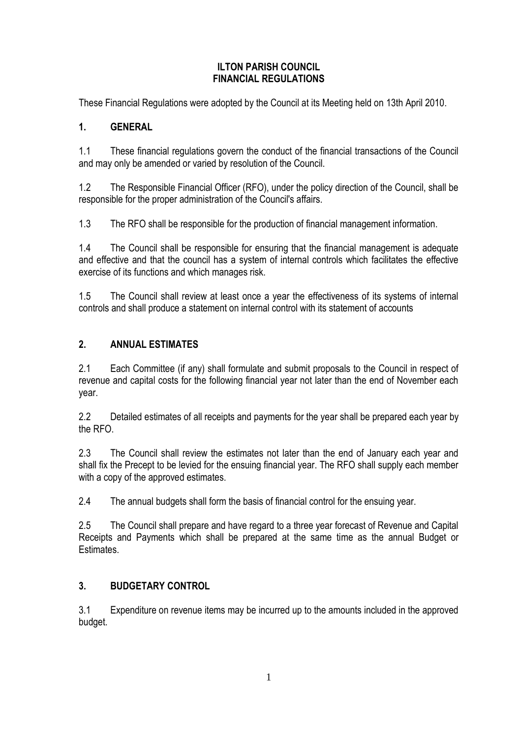# ILTON PARISH COUNCIL
# FINANCIAL REGULATIONS

These Financial Regulations were adopted by the Council at its Meeting held on 13th April 2010.

## 1. GENERAL

1.1 These financial regulations govern the conduct of the financial transactions of the Council and may only be amended or varied by resolution of the Council.

1.2 The Responsible Financial Officer (RFO), under the policy direction of the Council, shall be responsible for the proper administration of the Council's affairs.

1.3 The RFO shall be responsible for the production of financial management information.

1.4 The Council shall be responsible for ensuring that the financial management is adequate and effective and that the council has a system of internal controls which facilitates the effective exercise of its functions and which manages risk.

1.5 The Council shall review at least once a year the effectiveness of its systems of internal controls and shall produce a statement on internal control with its statement of accounts

## 2. ANNUAL ESTIMATES

2.1 Each Committee (if any) shall formulate and submit proposals to the Council in respect of revenue and capital costs for the following financial year not later than the end of November each year.

2.2 Detailed estimates of all receipts and payments for the year shall be prepared each year by the RFO.

2.3 The Council shall review the estimates not later than the end of January each year and shall fix the Precept to be levied for the ensuing financial year. The RFO shall supply each member with a copy of the approved estimates.

2.4 The annual budgets shall form the basis of financial control for the ensuing year.

2.5 The Council shall prepare and have regard to a three year forecast of Revenue and Capital Receipts and Payments which shall be prepared at the same time as the annual Budget or Estimates.

## 3. BUDGETARY CONTROL

3.1 Expenditure on revenue items may be incurred up to the amounts included in the approved budget.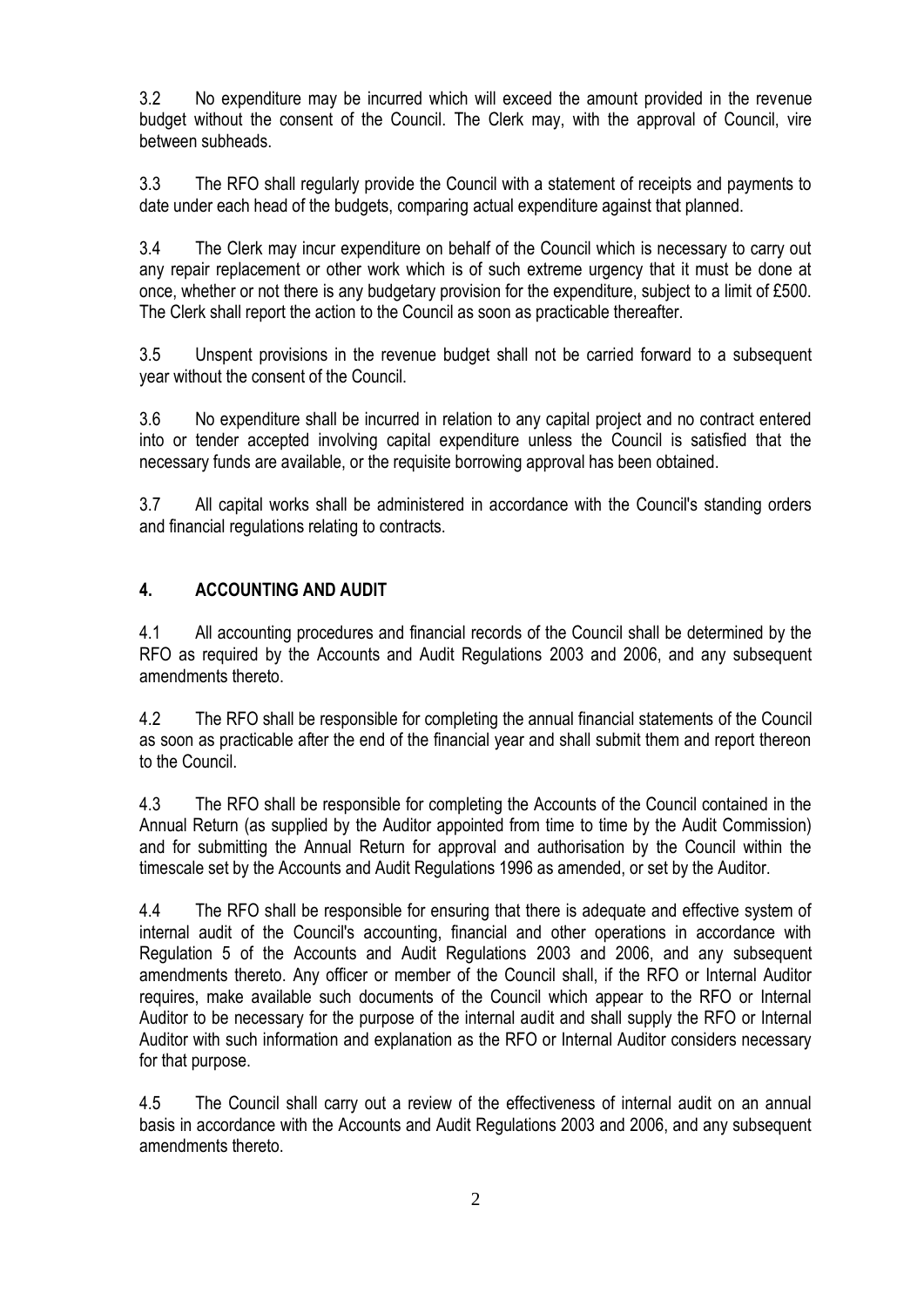3.2 No expenditure may be incurred which will exceed the amount provided in the revenue budget without the consent of the Council. The Clerk may, with the approval of Council, vire between subheads.

3.3 The RFO shall regularly provide the Council with a statement of receipts and payments to date under each head of the budgets, comparing actual expenditure against that planned.

3.4 The Clerk may incur expenditure on behalf of the Council which is necessary to carry out any repair replacement or other work which is of such extreme urgency that it must be done at once, whether or not there is any budgetary provision for the expenditure, subject to a limit of £500. The Clerk shall report the action to the Council as soon as practicable thereafter.

3.5 Unspent provisions in the revenue budget shall not be carried forward to a subsequent year without the consent of the Council.

3.6 No expenditure shall be incurred in relation to any capital project and no contract entered into or tender accepted involving capital expenditure unless the Council is satisfied that the necessary funds are available, or the requisite borrowing approval has been obtained.

3.7 All capital works shall be administered in accordance with the Council's standing orders and financial regulations relating to contracts.

## 4. ACCOUNTING AND AUDIT

4.1 All accounting procedures and financial records of the Council shall be determined by the RFO as required by the Accounts and Audit Regulations 2003 and 2006, and any subsequent amendments thereto.

4.2 The RFO shall be responsible for completing the annual financial statements of the Council as soon as practicable after the end of the financial year and shall submit them and report thereon to the Council.

4.3 The RFO shall be responsible for completing the Accounts of the Council contained in the Annual Return (as supplied by the Auditor appointed from time to time by the Audit Commission) and for submitting the Annual Return for approval and authorisation by the Council within the timescale set by the Accounts and Audit Regulations 1996 as amended, or set by the Auditor.

4.4 The RFO shall be responsible for ensuring that there is adequate and effective system of internal audit of the Council's accounting, financial and other operations in accordance with Regulation 5 of the Accounts and Audit Regulations 2003 and 2006, and any subsequent amendments thereto. Any officer or member of the Council shall, if the RFO or Internal Auditor requires, make available such documents of the Council which appear to the RFO or Internal Auditor to be necessary for the purpose of the internal audit and shall supply the RFO or Internal Auditor with such information and explanation as the RFO or Internal Auditor considers necessary for that purpose.

4.5 The Council shall carry out a review of the effectiveness of internal audit on an annual basis in accordance with the Accounts and Audit Regulations 2003 and 2006, and any subsequent amendments thereto.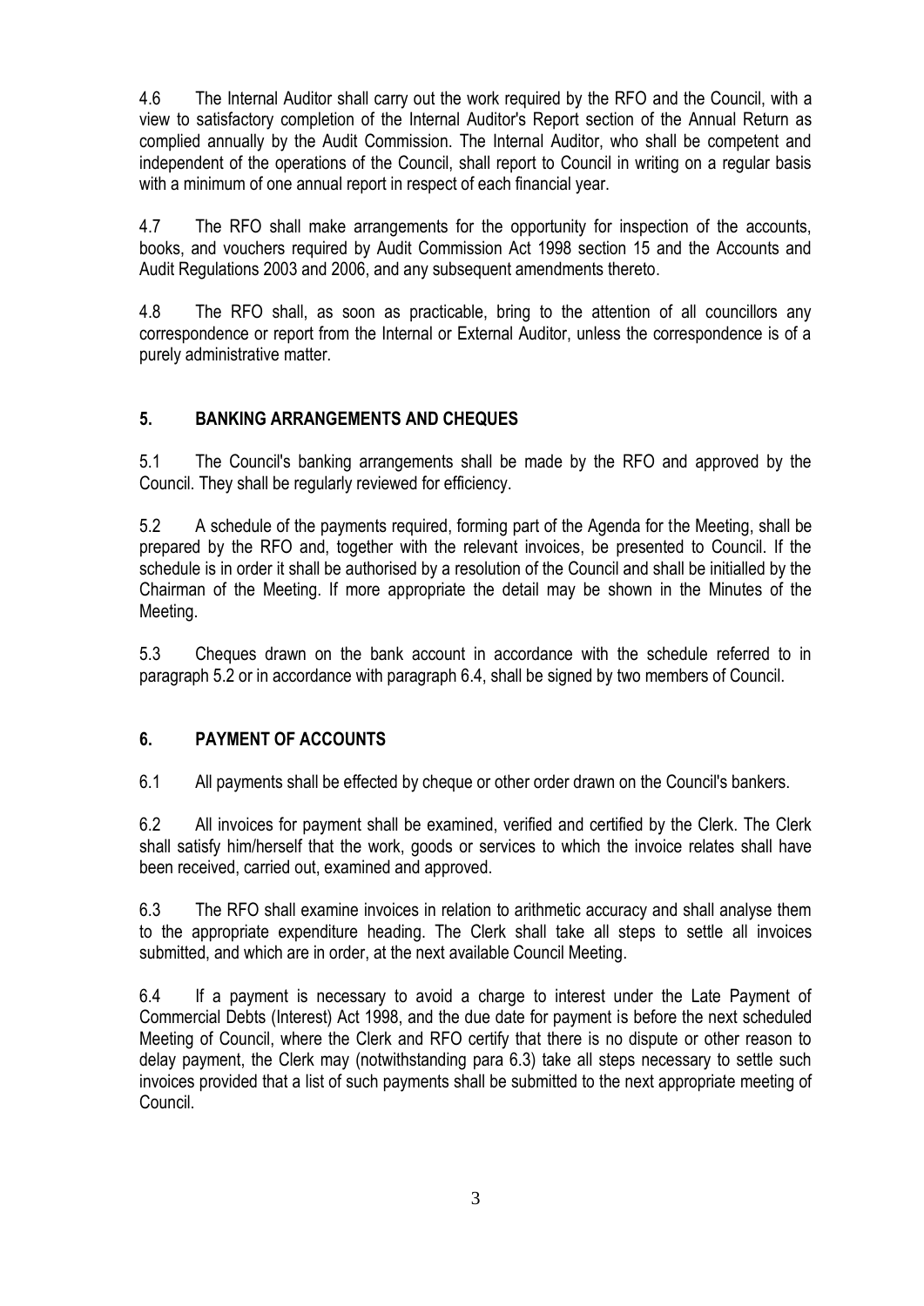4.6 The Internal Auditor shall carry out the work required by the RFO and the Council, with a view to satisfactory completion of the Internal Auditor's Report section of the Annual Return as complied annually by the Audit Commission. The Internal Auditor, who shall be competent and independent of the operations of the Council, shall report to Council in writing on a regular basis with a minimum of one annual report in respect of each financial year.

4.7 The RFO shall make arrangements for the opportunity for inspection of the accounts, books, and vouchers required by Audit Commission Act 1998 section 15 and the Accounts and Audit Regulations 2003 and 2006, and any subsequent amendments thereto.

4.8 The RFO shall, as soon as practicable, bring to the attention of all councillors any correspondence or report from the Internal or External Auditor, unless the correspondence is of a purely administrative matter.

## 5. BANKING ARRANGEMENTS AND CHEQUES

5.1 The Council's banking arrangements shall be made by the RFO and approved by the Council. They shall be regularly reviewed for efficiency.

5.2 A schedule of the payments required, forming part of the Agenda for the Meeting, shall be prepared by the RFO and, together with the relevant invoices, be presented to Council. If the schedule is in order it shall be authorised by a resolution of the Council and shall be initialled by the Chairman of the Meeting. If more appropriate the detail may be shown in the Minutes of the Meeting.

5.3 Cheques drawn on the bank account in accordance with the schedule referred to in paragraph 5.2 or in accordance with paragraph 6.4, shall be signed by two members of Council.

## 6. PAYMENT OF ACCOUNTS

6.1 All payments shall be effected by cheque or other order drawn on the Council's bankers.

6.2 All invoices for payment shall be examined, verified and certified by the Clerk. The Clerk shall satisfy him/herself that the work, goods or services to which the invoice relates shall have been received, carried out, examined and approved.

6.3 The RFO shall examine invoices in relation to arithmetic accuracy and shall analyse them to the appropriate expenditure heading. The Clerk shall take all steps to settle all invoices submitted, and which are in order, at the next available Council Meeting.

6.4 If a payment is necessary to avoid a charge to interest under the Late Payment of Commercial Debts (Interest) Act 1998, and the due date for payment is before the next scheduled Meeting of Council, where the Clerk and RFO certify that there is no dispute or other reason to delay payment, the Clerk may (notwithstanding para 6.3) take all steps necessary to settle such invoices provided that a list of such payments shall be submitted to the next appropriate meeting of Council.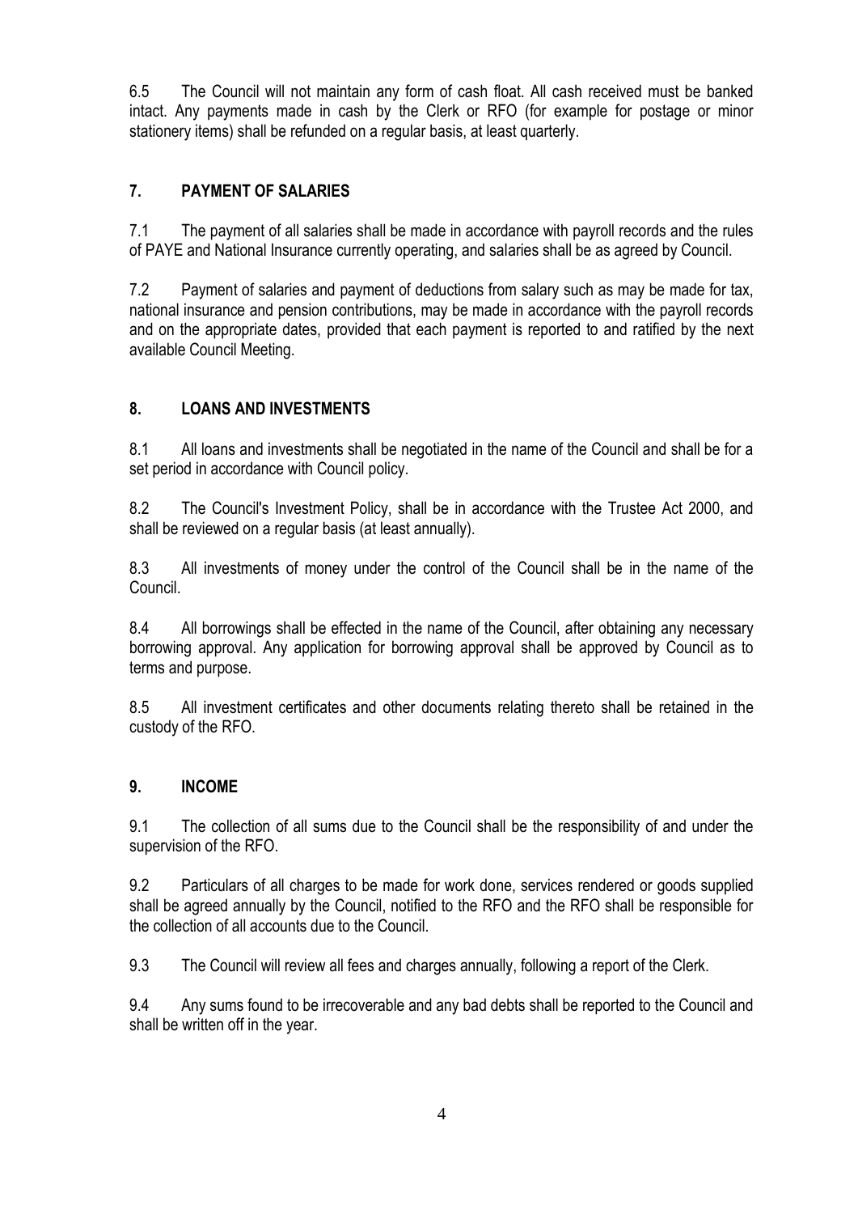6.5 The Council will not maintain any form of cash float. All cash received must be banked intact. Any payments made in cash by the Clerk or RFO (for example for postage or minor stationery items) shall be refunded on a regular basis, at least quarterly.

## 7. PAYMENT OF SALARIES

7.1 The payment of all salaries shall be made in accordance with payroll records and the rules of PAYE and National Insurance currently operating, and salaries shall be as agreed by Council.

7.2 Payment of salaries and payment of deductions from salary such as may be made for tax, national insurance and pension contributions, may be made in accordance with the payroll records and on the appropriate dates, provided that each payment is reported to and ratified by the next available Council Meeting.

## 8. LOANS AND INVESTMENTS

8.1 All loans and investments shall be negotiated in the name of the Council and shall be for a set period in accordance with Council policy.

8.2 The Council's Investment Policy, shall be in accordance with the Trustee Act 2000, and shall be reviewed on a regular basis (at least annually).

8.3 All investments of money under the control of the Council shall be in the name of the Council.

8.4 All borrowings shall be effected in the name of the Council, after obtaining any necessary borrowing approval. Any application for borrowing approval shall be approved by Council as to terms and purpose.

8.5 All investment certificates and other documents relating thereto shall be retained in the custody of the RFO.

## 9. INCOME

9.1 The collection of all sums due to the Council shall be the responsibility of and under the supervision of the RFO.

9.2 Particulars of all charges to be made for work done, services rendered or goods supplied shall be agreed annually by the Council, notified to the RFO and the RFO shall be responsible for the collection of all accounts due to the Council.

9.3 The Council will review all fees and charges annually, following a report of the Clerk.

9.4 Any sums found to be irrecoverable and any bad debts shall be reported to the Council and shall be written off in the year.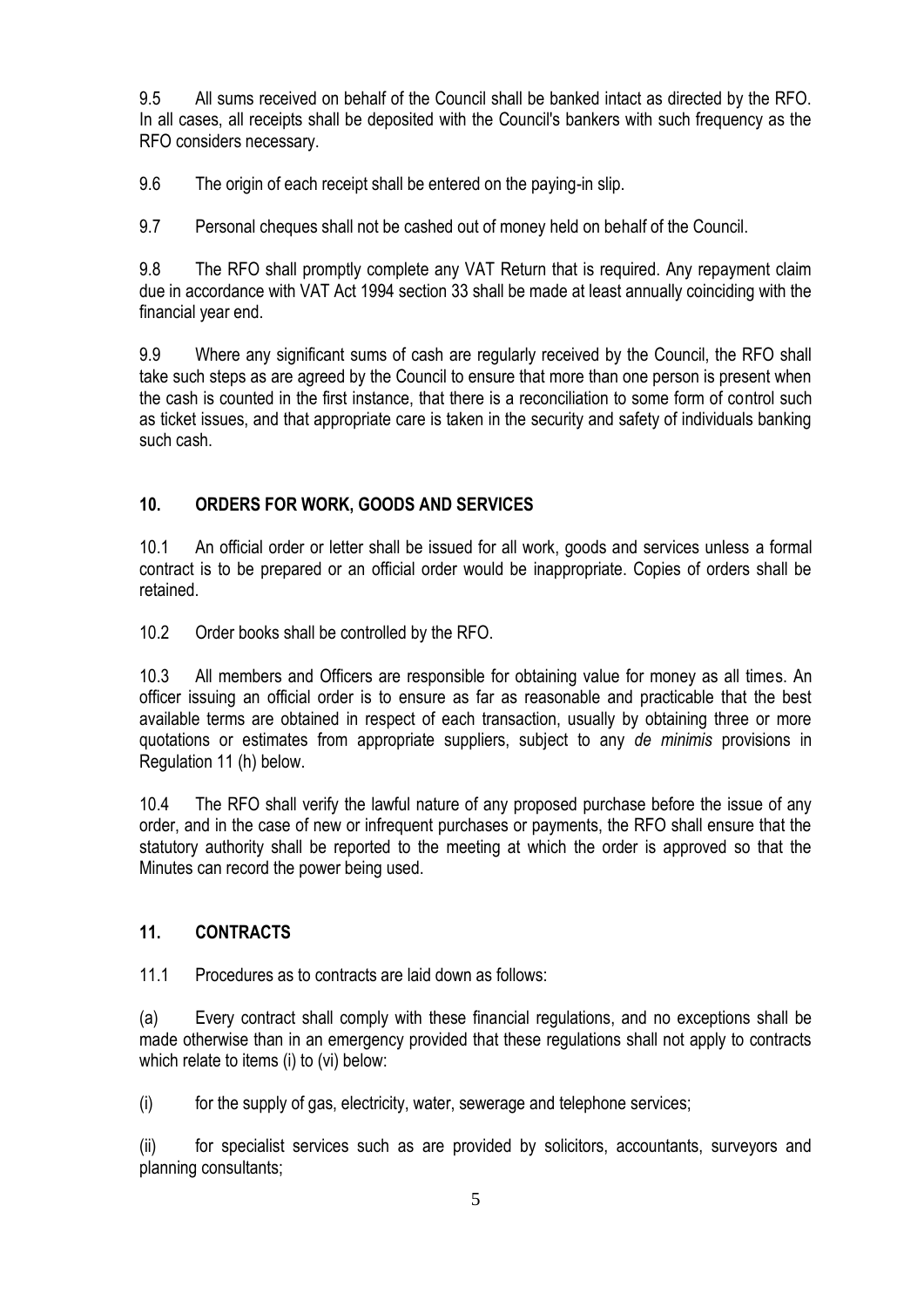9.5 All sums received on behalf of the Council shall be banked intact as directed by the RFO. In all cases, all receipts shall be deposited with the Council's bankers with such frequency as the RFO considers necessary.

9.6 The origin of each receipt shall be entered on the paying-in slip.

9.7 Personal cheques shall not be cashed out of money held on behalf of the Council.

9.8 The RFO shall promptly complete any VAT Return that is required. Any repayment claim due in accordance with VAT Act 1994 section 33 shall be made at least annually coinciding with the financial year end.

9.9 Where any significant sums of cash are regularly received by the Council, the RFO shall take such steps as are agreed by the Council to ensure that more than one person is present when the cash is counted in the first instance, that there is a reconciliation to some form of control such as ticket issues, and that appropriate care is taken in the security and safety of individuals banking such cash.

## 10. ORDERS FOR WORK, GOODS AND SERVICES

10.1 An official order or letter shall be issued for all work, goods and services unless a formal contract is to be prepared or an official order would be inappropriate. Copies of orders shall be retained.

10.2 Order books shall be controlled by the RFO.

10.3 All members and Officers are responsible for obtaining value for money as all times. An officer issuing an official order is to ensure as far as reasonable and practicable that the best available terms are obtained in respect of each transaction, usually by obtaining three or more quotations or estimates from appropriate suppliers, subject to any *de minimis* provisions in Regulation 11 (h) below.

10.4 The RFO shall verify the lawful nature of any proposed purchase before the issue of any order, and in the case of new or infrequent purchases or payments, the RFO shall ensure that the statutory authority shall be reported to the meeting at which the order is approved so that the Minutes can record the power being used.

## 11. CONTRACTS

11.1 Procedures as to contracts are laid down as follows:

(a) Every contract shall comply with these financial regulations, and no exceptions shall be made otherwise than in an emergency provided that these regulations shall not apply to contracts which relate to items (i) to (vi) below:

(i) for the supply of gas, electricity, water, sewerage and telephone services;

(ii) for specialist services such as are provided by solicitors, accountants, surveyors and planning consultants;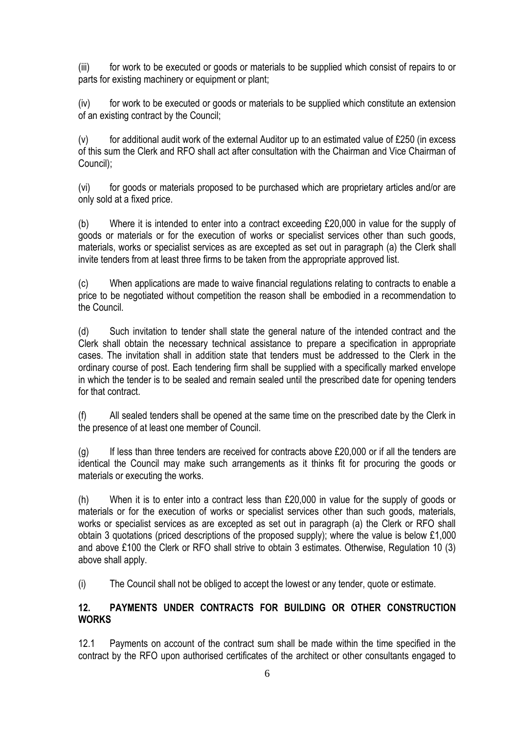(iii) for work to be executed or goods or materials to be supplied which consist of repairs to or parts for existing machinery or equipment or plant;

(iv) for work to be executed or goods or materials to be supplied which constitute an extension of an existing contract by the Council;

(v) for additional audit work of the external Auditor up to an estimated value of £250 (in excess of this sum the Clerk and RFO shall act after consultation with the Chairman and Vice Chairman of Council);

(vi) for goods or materials proposed to be purchased which are proprietary articles and/or are only sold at a fixed price.

(b) Where it is intended to enter into a contract exceeding £20,000 in value for the supply of goods or materials or for the execution of works or specialist services other than such goods, materials, works or specialist services as are excepted as set out in paragraph (a) the Clerk shall invite tenders from at least three firms to be taken from the appropriate approved list.

(c) When applications are made to waive financial regulations relating to contracts to enable a price to be negotiated without competition the reason shall be embodied in a recommendation to the Council.

(d) Such invitation to tender shall state the general nature of the intended contract and the Clerk shall obtain the necessary technical assistance to prepare a specification in appropriate cases. The invitation shall in addition state that tenders must be addressed to the Clerk in the ordinary course of post. Each tendering firm shall be supplied with a specifically marked envelope in which the tender is to be sealed and remain sealed until the prescribed date for opening tenders for that contract.

(f) All sealed tenders shall be opened at the same time on the prescribed date by the Clerk in the presence of at least one member of Council.

(g) If less than three tenders are received for contracts above £20,000 or if all the tenders are identical the Council may make such arrangements as it thinks fit for procuring the goods or materials or executing the works.

(h) When it is to enter into a contract less than £20,000 in value for the supply of goods or materials or for the execution of works or specialist services other than such goods, materials, works or specialist services as are excepted as set out in paragraph (a) the Clerk or RFO shall obtain 3 quotations (priced descriptions of the proposed supply); where the value is below £1,000 and above £100 the Clerk or RFO shall strive to obtain 3 estimates. Otherwise, Regulation 10 (3) above shall apply.

(i) The Council shall not be obliged to accept the lowest or any tender, quote or estimate.

## 12. PAYMENTS UNDER CONTRACTS FOR BUILDING OR OTHER CONSTRUCTION WORKS

12.1 Payments on account of the contract sum shall be made within the time specified in the contract by the RFO upon authorised certificates of the architect or other consultants engaged to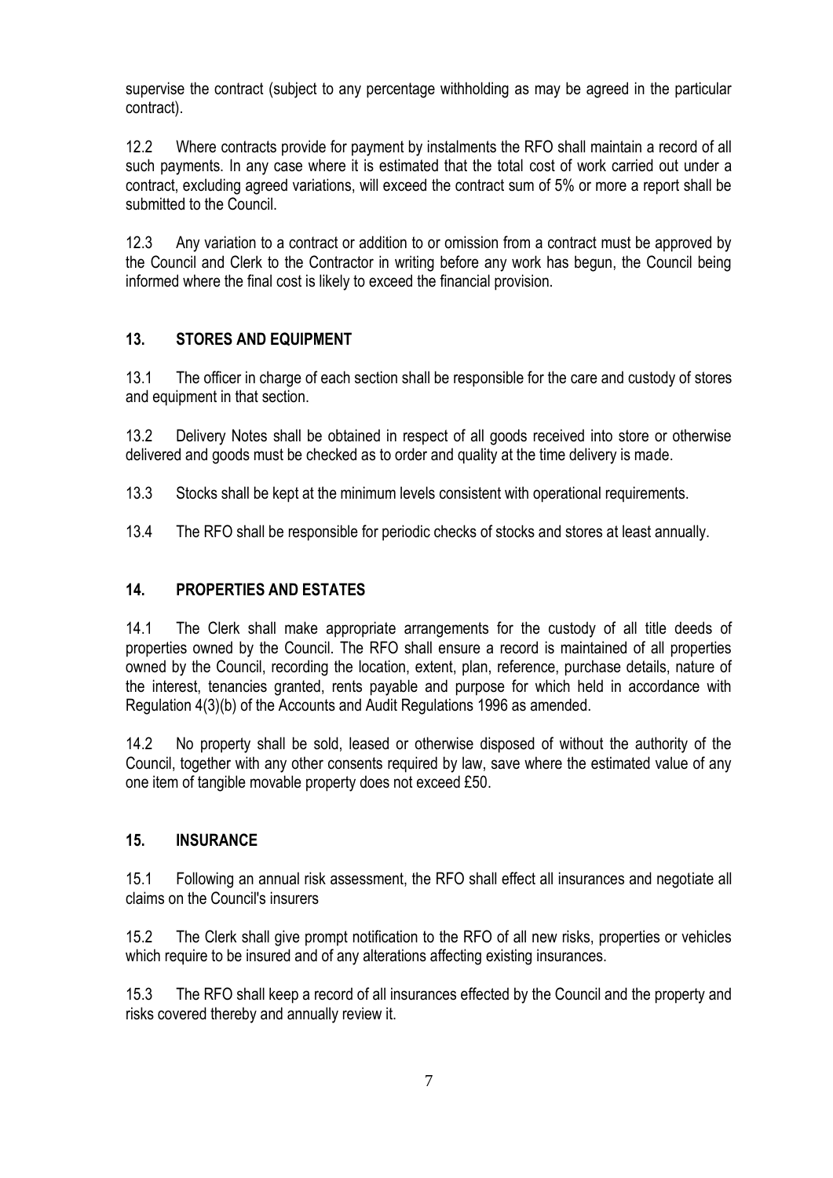supervise the contract (subject to any percentage withholding as may be agreed in the particular contract).

12.2 Where contracts provide for payment by instalments the RFO shall maintain a record of all such payments. In any case where it is estimated that the total cost of work carried out under a contract, excluding agreed variations, will exceed the contract sum of 5% or more a report shall be submitted to the Council.

12.3 Any variation to a contract or addition to or omission from a contract must be approved by the Council and Clerk to the Contractor in writing before any work has begun, the Council being informed where the final cost is likely to exceed the financial provision.

## 13. STORES AND EQUIPMENT

13.1 The officer in charge of each section shall be responsible for the care and custody of stores and equipment in that section.

13.2 Delivery Notes shall be obtained in respect of all goods received into store or otherwise delivered and goods must be checked as to order and quality at the time delivery is made.

13.3 Stocks shall be kept at the minimum levels consistent with operational requirements.

13.4 The RFO shall be responsible for periodic checks of stocks and stores at least annually.

## 14. PROPERTIES AND ESTATES

14.1 The Clerk shall make appropriate arrangements for the custody of all title deeds of properties owned by the Council. The RFO shall ensure a record is maintained of all properties owned by the Council, recording the location, extent, plan, reference, purchase details, nature of the interest, tenancies granted, rents payable and purpose for which held in accordance with Regulation 4(3)(b) of the Accounts and Audit Regulations 1996 as amended.

14.2 No property shall be sold, leased or otherwise disposed of without the authority of the Council, together with any other consents required by law, save where the estimated value of any one item of tangible movable property does not exceed £50.

## 15. INSURANCE

15.1 Following an annual risk assessment, the RFO shall effect all insurances and negotiate all claims on the Council's insurers

15.2 The Clerk shall give prompt notification to the RFO of all new risks, properties or vehicles which require to be insured and of any alterations affecting existing insurances.

15.3 The RFO shall keep a record of all insurances effected by the Council and the property and risks covered thereby and annually review it.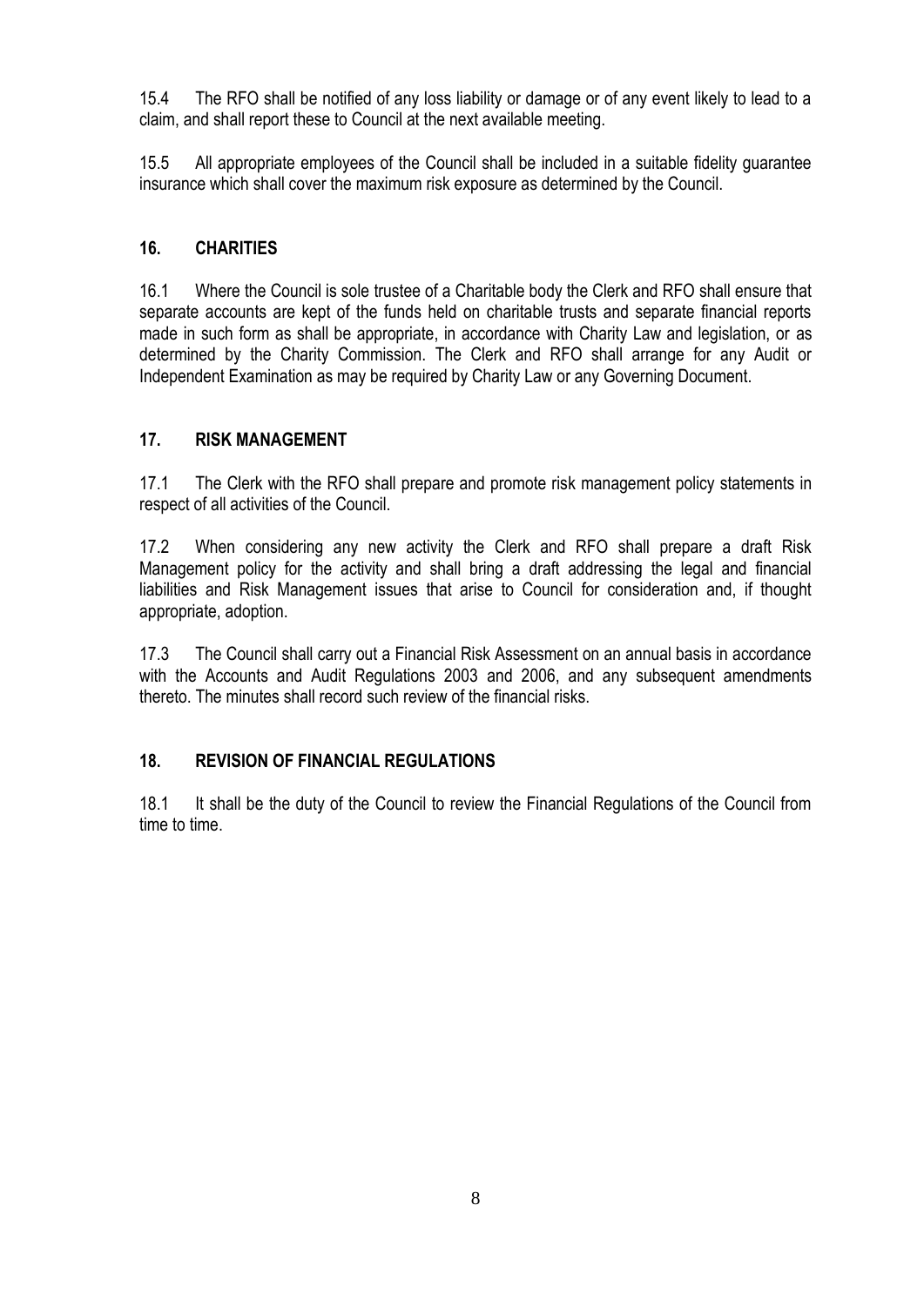15.4 The RFO shall be notified of any loss liability or damage or of any event likely to lead to a claim, and shall report these to Council at the next available meeting.

15.5 All appropriate employees of the Council shall be included in a suitable fidelity guarantee insurance which shall cover the maximum risk exposure as determined by the Council.

## 16. CHARITIES

16.1 Where the Council is sole trustee of a Charitable body the Clerk and RFO shall ensure that separate accounts are kept of the funds held on charitable trusts and separate financial reports made in such form as shall be appropriate, in accordance with Charity Law and legislation, or as determined by the Charity Commission. The Clerk and RFO shall arrange for any Audit or Independent Examination as may be required by Charity Law or any Governing Document.

## 17. RISK MANAGEMENT

17.1 The Clerk with the RFO shall prepare and promote risk management policy statements in respect of all activities of the Council.

17.2 When considering any new activity the Clerk and RFO shall prepare a draft Risk Management policy for the activity and shall bring a draft addressing the legal and financial liabilities and Risk Management issues that arise to Council for consideration and, if thought appropriate, adoption.

17.3 The Council shall carry out a Financial Risk Assessment on an annual basis in accordance with the Accounts and Audit Regulations 2003 and 2006, and any subsequent amendments thereto. The minutes shall record such review of the financial risks.

## 18. REVISION OF FINANCIAL REGULATIONS

18.1 It shall be the duty of the Council to review the Financial Regulations of the Council from time to time.